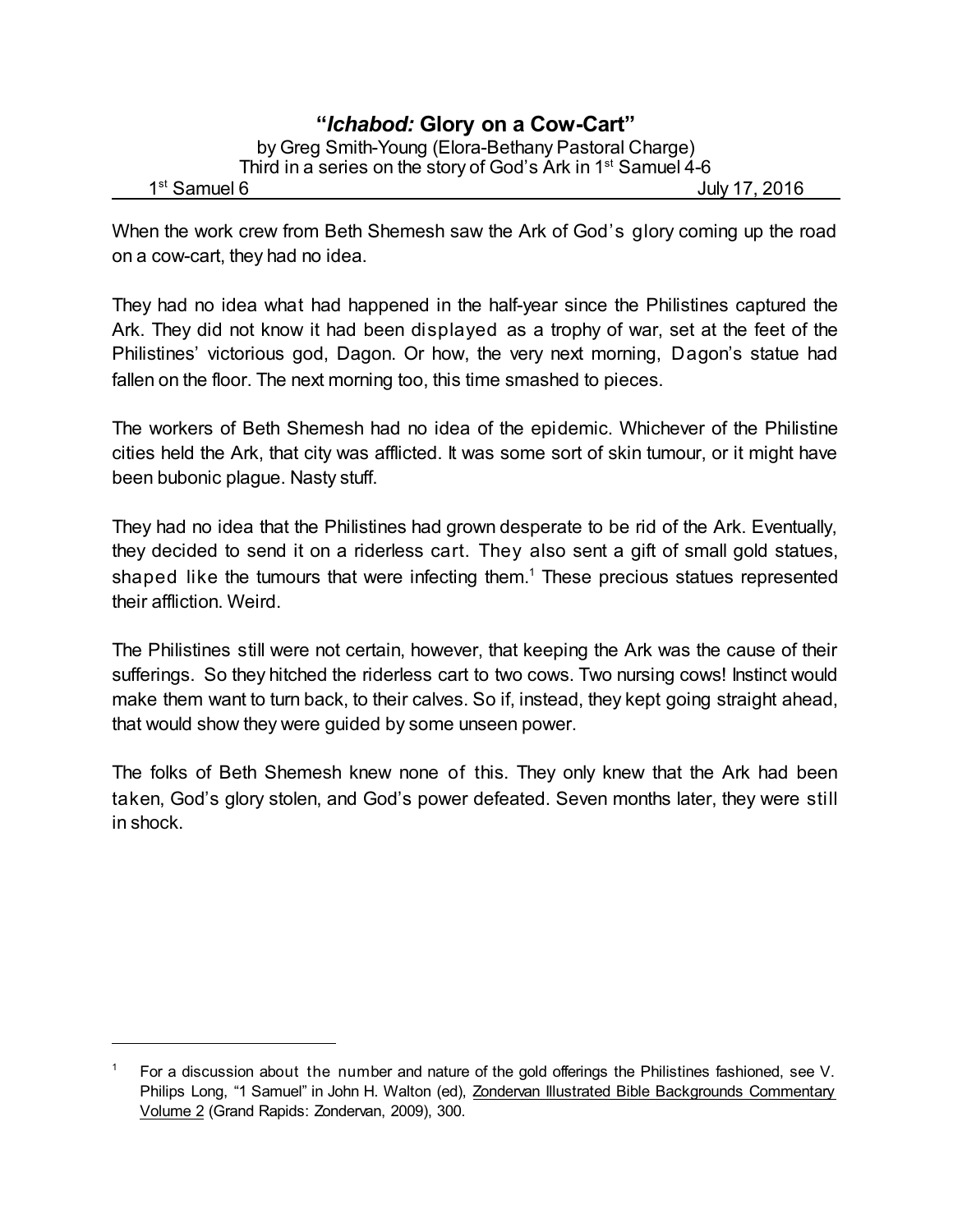# "*Ichabod:* Glory on a Cow-Cart"

by Greg Smith-Young (Elora-Bethany Pastoral Charge)
Third in a series on the story of God's Ark in 1st Samuel 4-6

1st Samuel 6 July 17, 2016

When the work crew from Beth Shemesh saw the Ark of God's glory coming up the road on a cow-cart, they had no idea.

They had no idea what had happened in the half-year since the Philistines captured the Ark. They did not know it had been displayed as a trophy of war, set at the feet of the Philistines' victorious god, Dagon. Or how, the very next morning, Dagon's statue had fallen on the floor. The next morning too, this time smashed to pieces.

The workers of Beth Shemesh had no idea of the epidemic. Whichever of the Philistine cities held the Ark, that city was afflicted. It was some sort of skin tumour, or it might have been bubonic plague. Nasty stuff.

They had no idea that the Philistines had grown desperate to be rid of the Ark. Eventually, they decided to send it on a riderless cart. They also sent a gift of small gold statues, shaped like the tumours that were infecting them.[1] These precious statues represented their affliction. Weird.

The Philistines still were not certain, however, that keeping the Ark was the cause of their sufferings. So they hitched the riderless cart to two cows. Two nursing cows! Instinct would make them want to turn back, to their calves. So if, instead, they kept going straight ahead, that would show they were guided by some unseen power.

The folks of Beth Shemesh knew none of this. They only knew that the Ark had been taken, God's glory stolen, and God's power defeated. Seven months later, they were still in shock.

---

[1] For a discussion about the number and nature of the gold offerings the Philistines fashioned, see V. Philips Long, "1 Samuel" in John H. Walton (ed), Zondervan Illustrated Bible Backgrounds Commentary Volume 2 (Grand Rapids: Zondervan, 2009), 300.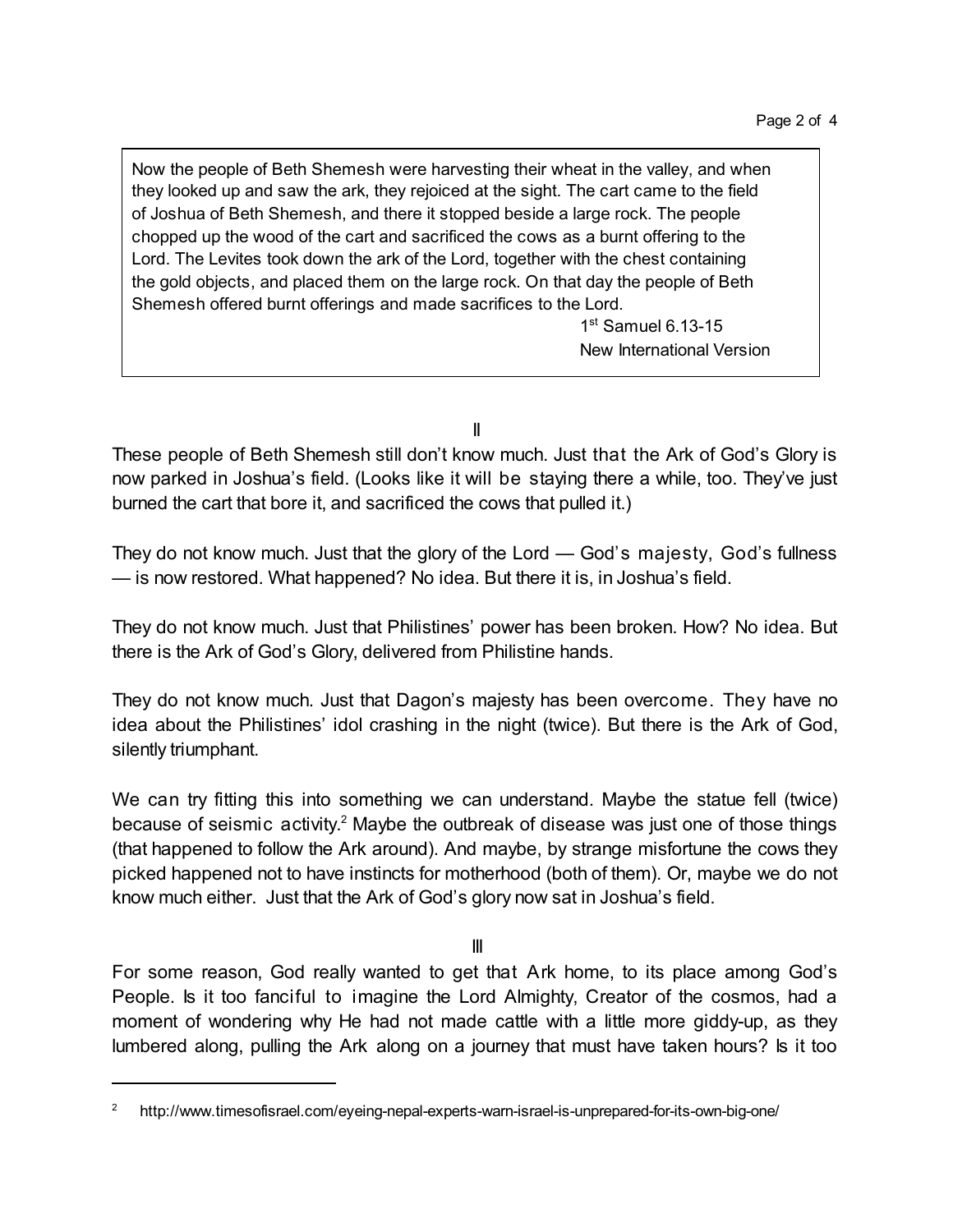> Now the people of Beth Shemesh were harvesting their wheat in the valley, and when they looked up and saw the ark, they rejoiced at the sight. The cart came to the field of Joshua of Beth Shemesh, and there it stopped beside a large rock. The people chopped up the wood of the cart and sacrificed the cows as a burnt offering to the Lord. The Levites took down the ark of the Lord, together with the chest containing the gold objects, and placed them on the large rock. On that day the people of Beth Shemesh offered burnt offerings and made sacrifices to the Lord.
>
> 1st Samuel 6.13-15
> New International Version

## II

These people of Beth Shemesh still don't know much. Just that the Ark of God's Glory is now parked in Joshua's field. (Looks like it will be staying there a while, too. They've just burned the cart that bore it, and sacrificed the cows that pulled it.)

They do not know much. Just that the glory of the Lord — God's majesty, God's fullness — is now restored. What happened? No idea. But there it is, in Joshua's field.

They do not know much. Just that Philistines' power has been broken. How? No idea. But there is the Ark of God's Glory, delivered from Philistine hands.

They do not know much. Just that Dagon's majesty has been overcome. They have no idea about the Philistines' idol crashing in the night (twice). But there is the Ark of God, silently triumphant.

We can try fitting this into something we can understand. Maybe the statue fell (twice) because of seismic activity.[2] Maybe the outbreak of disease was just one of those things (that happened to follow the Ark around). And maybe, by strange misfortune the cows they picked happened not to have instincts for motherhood (both of them). Or, maybe we do not know much either. Just that the Ark of God's glory now sat in Joshua's field.

## III

For some reason, God really wanted to get that Ark home, to its place among God's People. Is it too fanciful to imagine the Lord Almighty, Creator of the cosmos, had a moment of wondering why He had not made cattle with a little more giddy-up, as they lumbered along, pulling the Ark along on a journey that must have taken hours? Is it too

---

[2] http://www.timesofisrael.com/eyeing-nepal-experts-warn-israel-is-unprepared-for-its-own-big-one/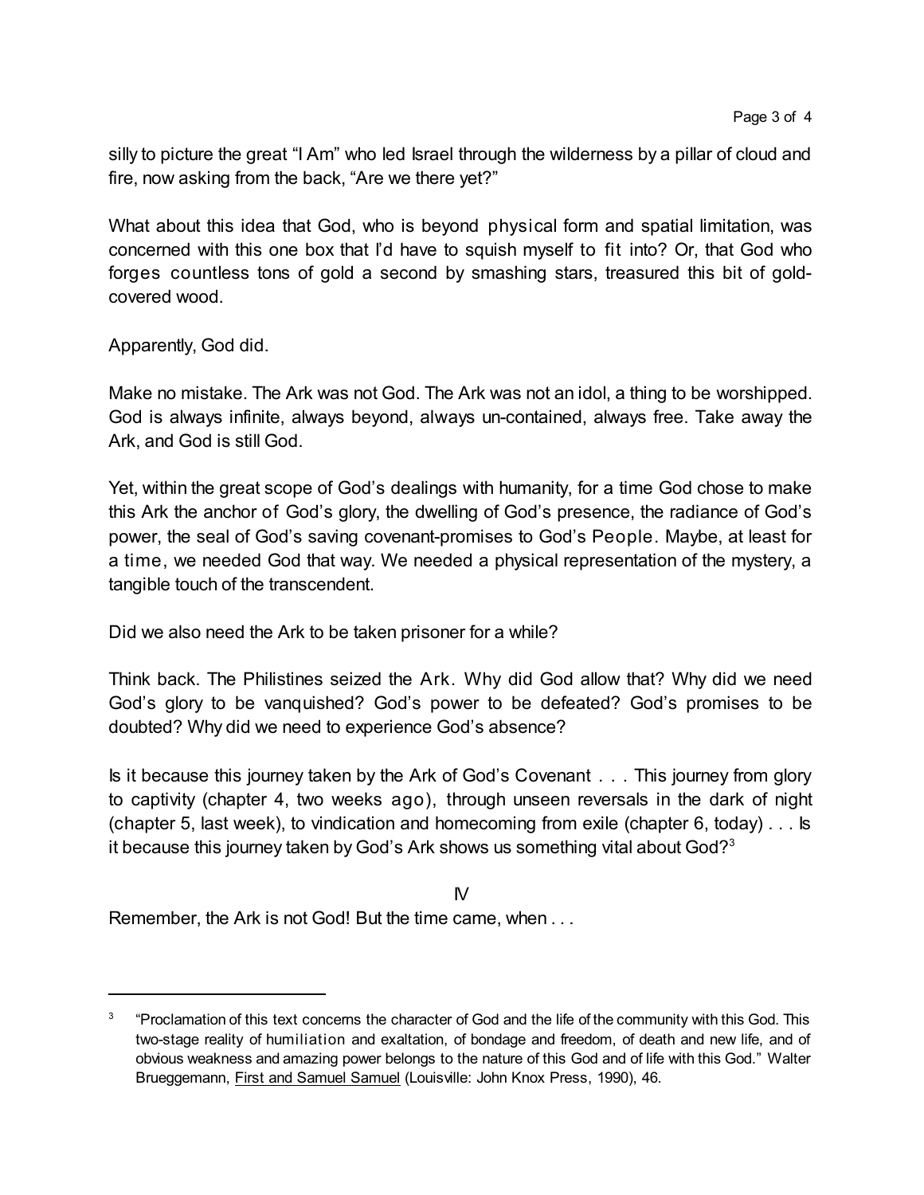silly to picture the great "I Am" who led Israel through the wilderness by a pillar of cloud and fire, now asking from the back, "Are we there yet?"

What about this idea that God, who is beyond physical form and spatial limitation, was concerned with this one box that I'd have to squish myself to fit into? Or, that God who forges countless tons of gold a second by smashing stars, treasured this bit of gold-covered wood.

Apparently, God did.

Make no mistake. The Ark was not God. The Ark was not an idol, a thing to be worshipped. God is always infinite, always beyond, always un-contained, always free. Take away the Ark, and God is still God.

Yet, within the great scope of God's dealings with humanity, for a time God chose to make this Ark the anchor of God's glory, the dwelling of God's presence, the radiance of God's power, the seal of God's saving covenant-promises to God's People. Maybe, at least for a time, we needed God that way. We needed a physical representation of the mystery, a tangible touch of the transcendent.

Did we also need the Ark to be taken prisoner for a while?

Think back. The Philistines seized the Ark. Why did God allow that? Why did we need God's glory to be vanquished? God's power to be defeated? God's promises to be doubted? Why did we need to experience God's absence?

Is it because this journey taken by the Ark of God's Covenant . . . This journey from glory to captivity (chapter 4, two weeks ago), through unseen reversals in the dark of night (chapter 5, last week), to vindication and homecoming from exile (chapter 6, today) . . . Is it because this journey taken by God's Ark shows us something vital about God?[3]

## IV

Remember, the Ark is not God! But the time came, when . . .

---

[3] "Proclamation of this text concerns the character of God and the life of the community with this God. This two-stage reality of humiliation and exaltation, of bondage and freedom, of death and new life, and of obvious weakness and amazing power belongs to the nature of this God and of life with this God." Walter Brueggemann, First and Samuel Samuel (Louisville: John Knox Press, 1990), 46.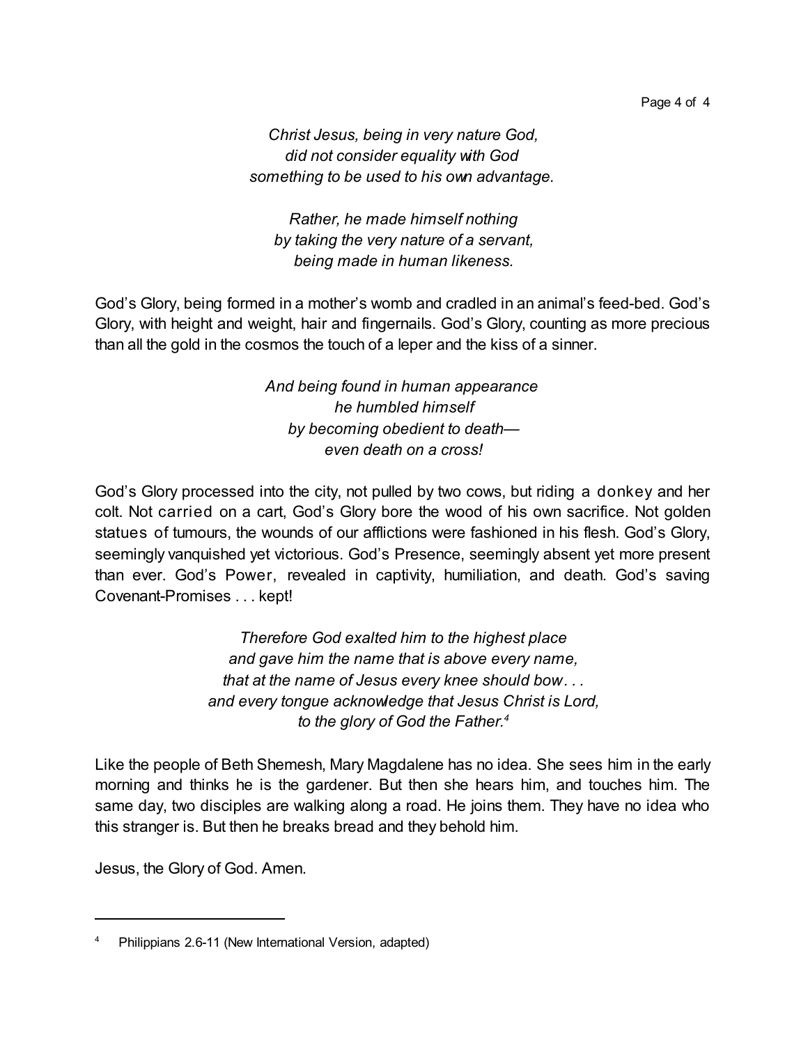*Christ Jesus, being in very nature God,*
*did not consider equality with God*
*something to be used to his own advantage.*

*Rather, he made himself nothing*
*by taking the very nature of a servant,*
*being made in human likeness.*

God's Glory, being formed in a mother's womb and cradled in an animal's feed-bed. God's Glory, with height and weight, hair and fingernails. God's Glory, counting as more precious than all the gold in the cosmos the touch of a leper and the kiss of a sinner.

*And being found in human appearance*
*he humbled himself*
*by becoming obedient to death—*
*even death on a cross!*

God's Glory processed into the city, not pulled by two cows, but riding a donkey and her colt. Not carried on a cart, God's Glory bore the wood of his own sacrifice. Not golden statues of tumours, the wounds of our afflictions were fashioned in his flesh. God's Glory, seemingly vanquished yet victorious. God's Presence, seemingly absent yet more present than ever. God's Power, revealed in captivity, humiliation, and death. God's saving Covenant-Promises . . . kept!

*Therefore God exalted him to the highest place*
*and gave him the name that is above every name,*
*that at the name of Jesus every knee should bow. . .*
*and every tongue acknowledge that Jesus Christ is Lord,*
*to the glory of God the Father.*[4]

Like the people of Beth Shemesh, Mary Magdalene has no idea. She sees him in the early morning and thinks he is the gardener. But then she hears him, and touches him. The same day, two disciples are walking along a road. He joins them. They have no idea who this stranger is. But then he breaks bread and they behold him.

Jesus, the Glory of God. Amen.

---

[4] Philippians 2.6-11 (New International Version, adapted)